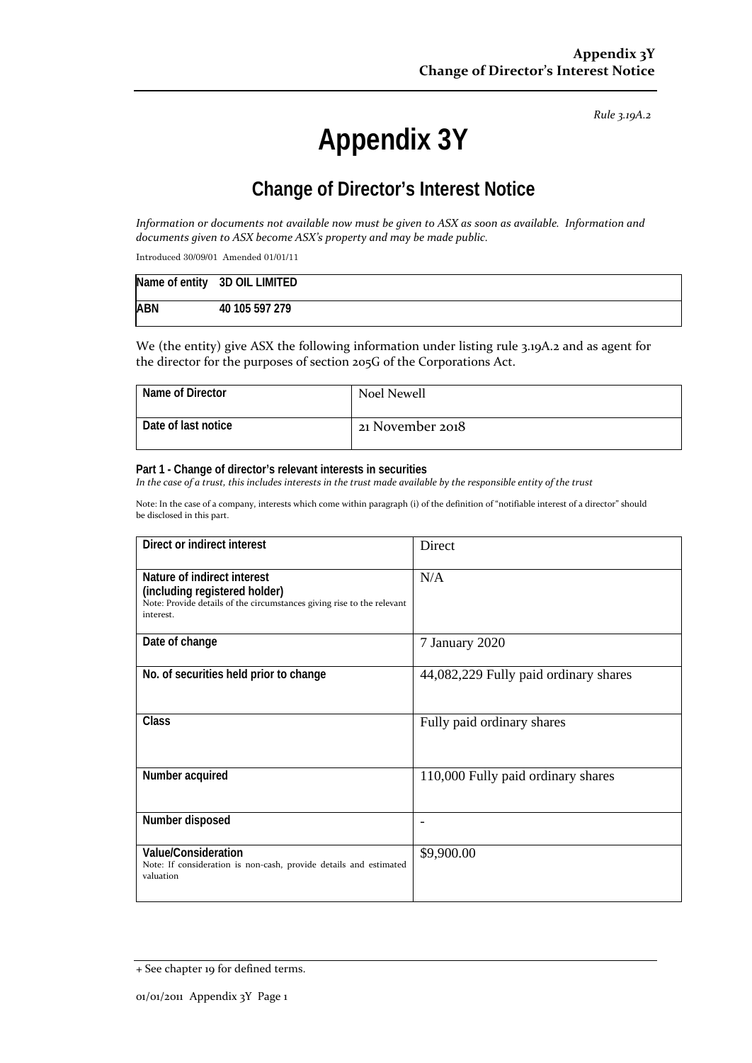*Rule 3.19A.2*

# Appendix 3Y

## Change of Director's Interest Notice

*Information or documents not available now must be given to ASX as soon as available. Information and documents given to ASX become ASX's property and may be made public.*

Introduced 30/09/01 Amended 01/01/11

| Name of entity | 3D OIL LIMITED |
|---|---|
| ABN | 40 105 597 279 |

We (the entity) give ASX the following information under listing rule 3.19A.2 and as agent for the director for the purposes of section 205G of the Corporations Act.

| Name of Director | Noel Newell |
|---|---|
| Date of last notice | 21 November 2018 |

**Part 1 - Change of director's relevant interests in securities**
*In the case of a trust, this includes interests in the trust made available by the responsible entity of the trust*

Note: In the case of a company, interests which come within paragraph (i) of the definition of "notifiable interest of a director" should be disclosed in this part.

| | |
|---|---|
| **Direct or indirect interest** | Direct |
| **Nature of indirect interest (including registered holder)** Note: Provide details of the circumstances giving rise to the relevant interest. | N/A |
| **Date of change** | 7 January 2020 |
| **No. of securities held prior to change** | 44,082,229 Fully paid ordinary shares |
| **Class** | Fully paid ordinary shares |
| **Number acquired** | 110,000 Fully paid ordinary shares |
| **Number disposed** | - |
| **Value/Consideration** Note: If consideration is non-cash, provide details and estimated valuation | $9,900.00 |

+ See chapter 19 for defined terms.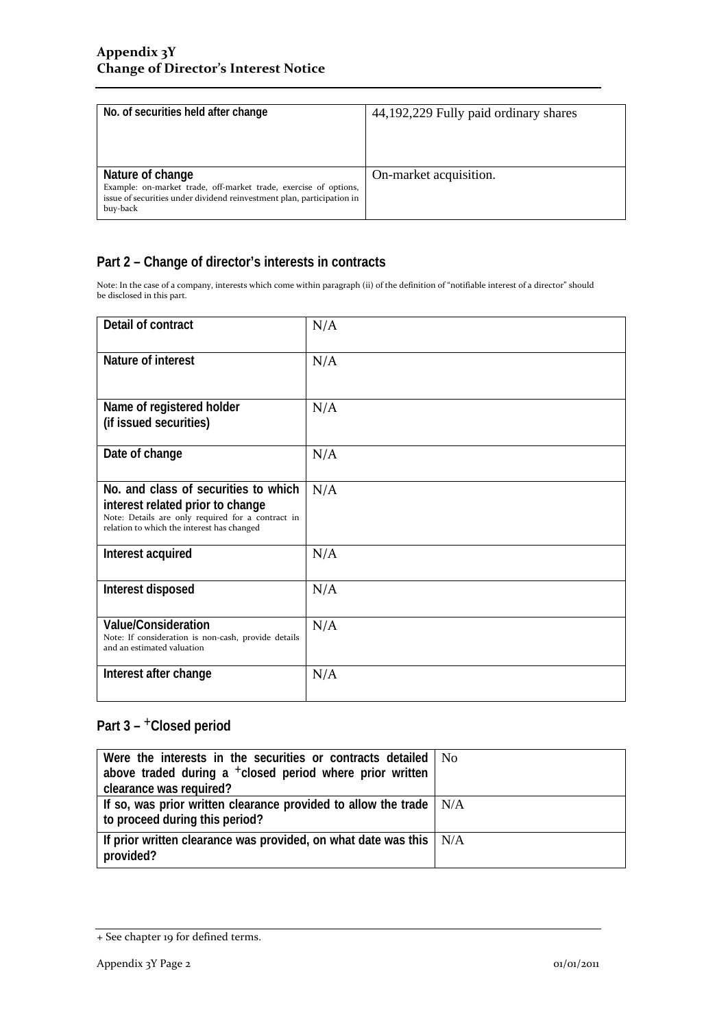| | |
|---|---|
| **No. of securities held after change** | 44,192,229 Fully paid ordinary shares |
| **Nature of change**<br>Example: on-market trade, off-market trade, exercise of options, issue of securities under dividend reinvestment plan, participation in buy-back | On-market acquisition. |

## Part 2 – Change of director's interests in contracts

Note: In the case of a company, interests which come within paragraph (ii) of the definition of "notifiable interest of a director" should be disclosed in this part.

| | |
|---|---|
| **Detail of contract** | N/A |
| **Nature of interest** | N/A |
| **Name of registered holder (if issued securities)** | N/A |
| **Date of change** | N/A |
| **No. and class of securities to which interest related prior to change**<br>Note: Details are only required for a contract in relation to which the interest has changed | N/A |
| **Interest acquired** | N/A |
| **Interest disposed** | N/A |
| **Value/Consideration**<br>Note: If consideration is non-cash, provide details and an estimated valuation | N/A |
| **Interest after change** | N/A |

## Part 3 – +Closed period

| | |
|---|---|
| **Were the interests in the securities or contracts detailed above traded during a +closed period where prior written clearance was required?** | No |
| **If so, was prior written clearance provided to allow the trade to proceed during this period?** | N/A |
| **If prior written clearance was provided, on what date was this provided?** | N/A |

+ See chapter 19 for defined terms.